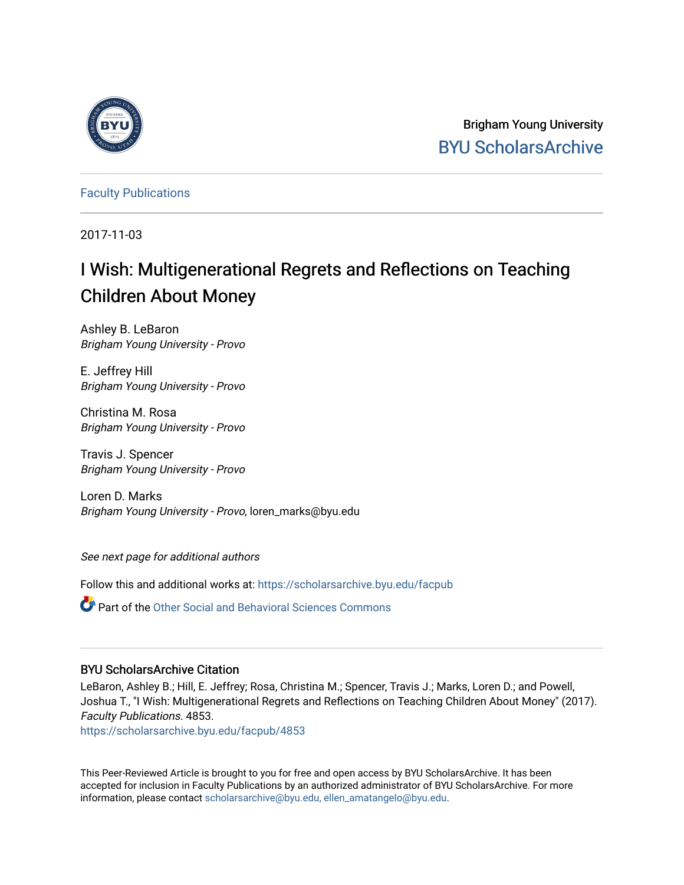Brigham Young University

BYU ScholarsArchive

Faculty Publications

2017-11-03

# I Wish: Multigenerational Regrets and Reflections on Teaching Children About Money

Ashley B. LeBaron
*Brigham Young University - Provo*

E. Jeffrey Hill
*Brigham Young University - Provo*

Christina M. Rosa
*Brigham Young University - Provo*

Travis J. Spencer
*Brigham Young University - Provo*

Loren D. Marks
*Brigham Young University - Provo*, loren_marks@byu.edu

*See next page for additional authors*

Follow this and additional works at: https://scholarsarchive.byu.edu/facpub

Part of the Other Social and Behavioral Sciences Commons

## BYU ScholarsArchive Citation

LeBaron, Ashley B.; Hill, E. Jeffrey; Rosa, Christina M.; Spencer, Travis J.; Marks, Loren D.; and Powell, Joshua T., "I Wish: Multigenerational Regrets and Reflections on Teaching Children About Money" (2017). *Faculty Publications*. 4853.
https://scholarsarchive.byu.edu/facpub/4853

This Peer-Reviewed Article is brought to you for free and open access by BYU ScholarsArchive. It has been accepted for inclusion in Faculty Publications by an authorized administrator of BYU ScholarsArchive. For more information, please contact scholarsarchive@byu.edu, ellen_amatangelo@byu.edu.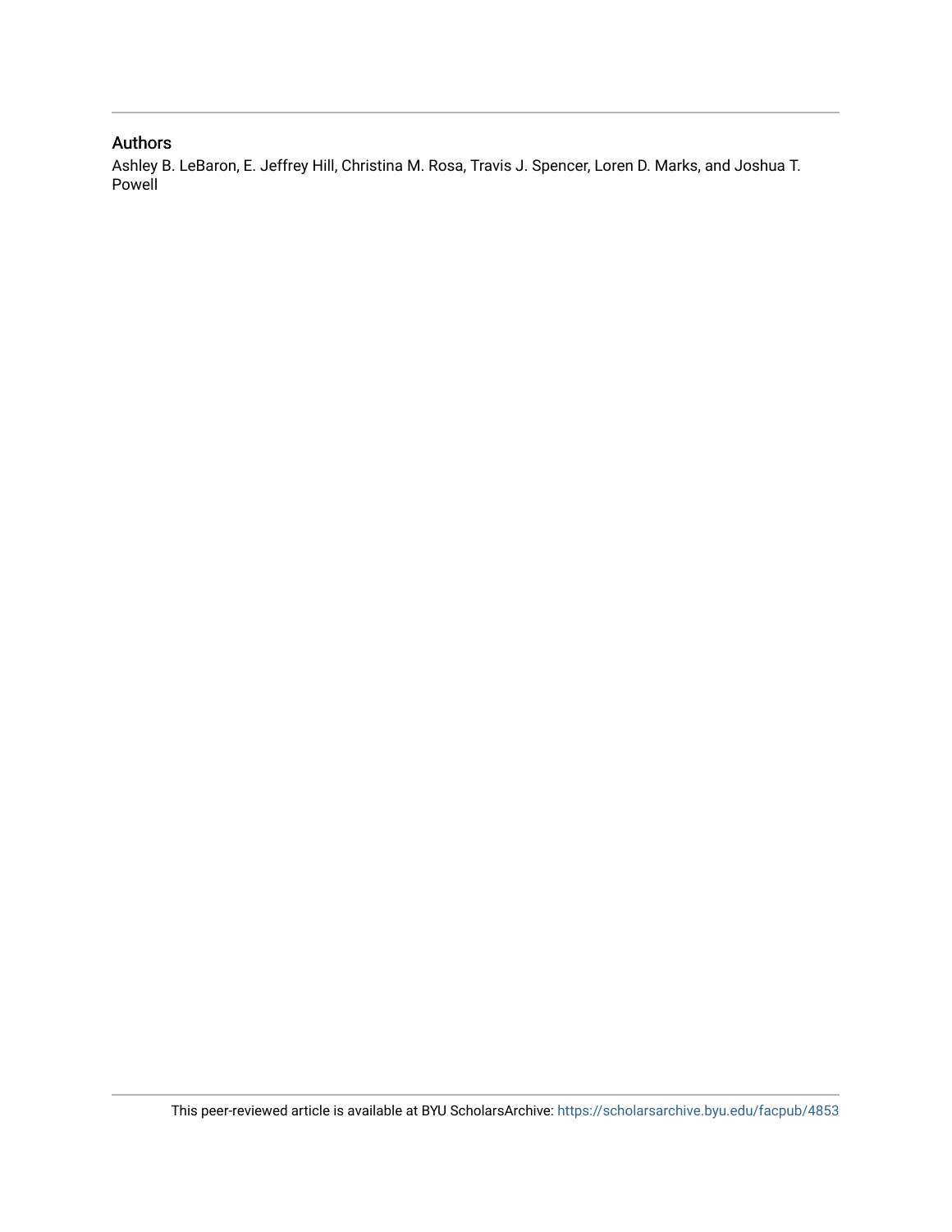## Authors

Ashley B. LeBaron, E. Jeffrey Hill, Christina M. Rosa, Travis J. Spencer, Loren D. Marks, and Joshua T. Powell

This peer-reviewed article is available at BYU ScholarsArchive: https://scholarsarchive.byu.edu/facpub/4853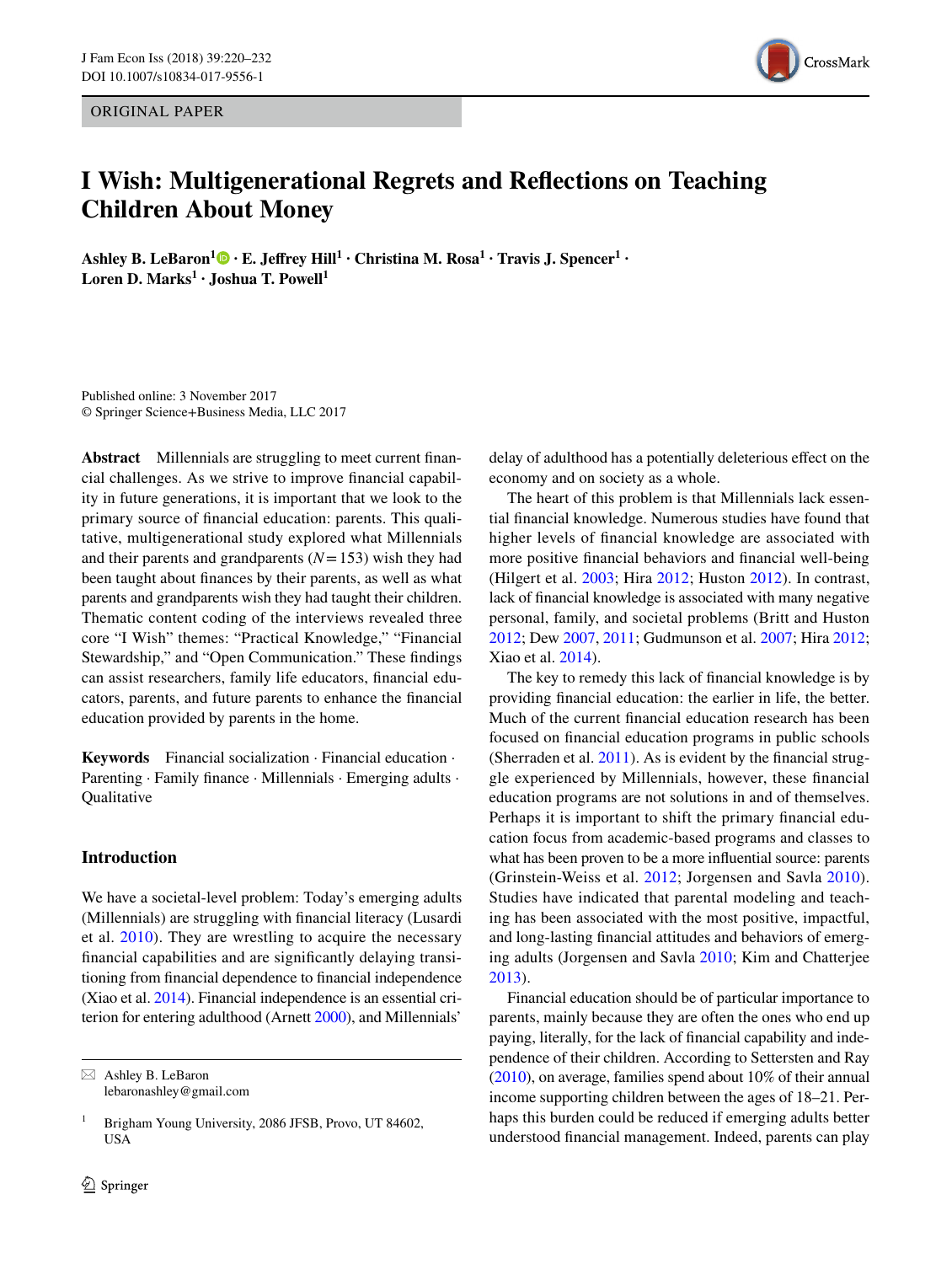ORIGINAL PAPER

# I Wish: Multigenerational Regrets and Reflections on Teaching Children About Money

**Ashley B. LeBaron[1] · E. Jeffrey Hill[1] · Christina M. Rosa[1] · Travis J. Spencer[1] · Loren D. Marks[1] · Joshua T. Powell[1]**

Published online: 3 November 2017
© Springer Science+Business Media, LLC 2017

**Abstract** Millennials are struggling to meet current financial challenges. As we strive to improve financial capability in future generations, it is important that we look to the primary source of financial education: parents. This qualitative, multigenerational study explored what Millennials and their parents and grandparents ($N = 153$) wish they had been taught about finances by their parents, as well as what parents and grandparents wish they had taught their children. Thematic content coding of the interviews revealed three core "I Wish" themes: "Practical Knowledge," "Financial Stewardship," and "Open Communication." These findings can assist researchers, family life educators, financial educators, parents, and future parents to enhance the financial education provided by parents in the home.

**Keywords** Financial socialization · Financial education · Parenting · Family finance · Millennials · Emerging adults · Qualitative

## Introduction

We have a societal-level problem: Today's emerging adults (Millennials) are struggling with financial literacy (Lusardi et al. 2010). They are wrestling to acquire the necessary financial capabilities and are significantly delaying transitioning from financial dependence to financial independence (Xiao et al. 2014). Financial independence is an essential criterion for entering adulthood (Arnett 2000), and Millennials' delay of adulthood has a potentially deleterious effect on the economy and on society as a whole.

The heart of this problem is that Millennials lack essential financial knowledge. Numerous studies have found that higher levels of financial knowledge are associated with more positive financial behaviors and financial well-being (Hilgert et al. 2003; Hira 2012; Huston 2012). In contrast, lack of financial knowledge is associated with many negative personal, family, and societal problems (Britt and Huston 2012; Dew 2007, 2011; Gudmunson et al. 2007; Hira 2012; Xiao et al. 2014).

The key to remedy this lack of financial knowledge is by providing financial education: the earlier in life, the better. Much of the current financial education research has been focused on financial education programs in public schools (Sherraden et al. 2011). As is evident by the financial struggle experienced by Millennials, however, these financial education programs are not solutions in and of themselves. Perhaps it is important to shift the primary financial education focus from academic-based programs and classes to what has been proven to be a more influential source: parents (Grinstein-Weiss et al. 2012; Jorgensen and Savla 2010). Studies have indicated that parental modeling and teaching has been associated with the most positive, impactful, and long-lasting financial attitudes and behaviors of emerging adults (Jorgensen and Savla 2010; Kim and Chatterjee 2013).

Financial education should be of particular importance to parents, mainly because they are often the ones who end up paying, literally, for the lack of financial capability and independence of their children. According to Settersten and Ray (2010), on average, families spend about 10% of their annual income supporting children between the ages of 18–21. Perhaps this burden could be reduced if emerging adults better understood financial management. Indeed, parents can play

✉ Ashley B. LeBaron
lebaronashley@gmail.com

[1] Brigham Young University, 2086 JFSB, Provo, UT 84602, USA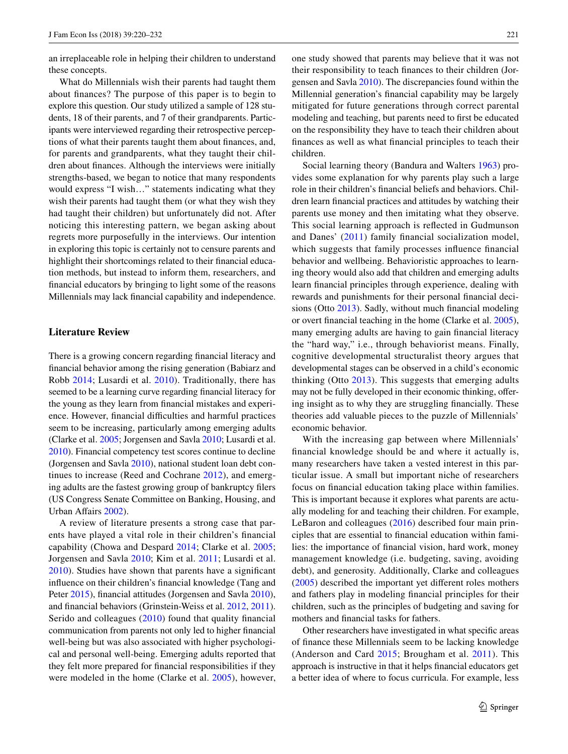an irreplaceable role in helping their children to understand these concepts.

What do Millennials wish their parents had taught them about finances? The purpose of this paper is to begin to explore this question. Our study utilized a sample of 128 students, 18 of their parents, and 7 of their grandparents. Participants were interviewed regarding their retrospective perceptions of what their parents taught them about finances, and, for parents and grandparents, what they taught their children about finances. Although the interviews were initially strengths-based, we began to notice that many respondents would express "I wish…" statements indicating what they wish their parents had taught them (or what they wish they had taught their children) but unfortunately did not. After noticing this interesting pattern, we began asking about regrets more purposefully in the interviews. Our intention in exploring this topic is certainly not to censure parents and highlight their shortcomings related to their financial education methods, but instead to inform them, researchers, and financial educators by bringing to light some of the reasons Millennials may lack financial capability and independence.

## Literature Review

There is a growing concern regarding financial literacy and financial behavior among the rising generation (Babiarz and Robb 2014; Lusardi et al. 2010). Traditionally, there has seemed to be a learning curve regarding financial literacy for the young as they learn from financial mistakes and experience. However, financial difficulties and harmful practices seem to be increasing, particularly among emerging adults (Clarke et al. 2005; Jorgensen and Savla 2010; Lusardi et al. 2010). Financial competency test scores continue to decline (Jorgensen and Savla 2010), national student loan debt continues to increase (Reed and Cochrane 2012), and emerging adults are the fastest growing group of bankruptcy filers (US Congress Senate Committee on Banking, Housing, and Urban Affairs 2002).

A review of literature presents a strong case that parents have played a vital role in their children's financial capability (Chowa and Despard 2014; Clarke et al. 2005; Jorgensen and Savla 2010; Kim et al. 2011; Lusardi et al. 2010). Studies have shown that parents have a significant influence on their children's financial knowledge (Tang and Peter 2015), financial attitudes (Jorgensen and Savla 2010), and financial behaviors (Grinstein-Weiss et al. 2012, 2011). Serido and colleagues (2010) found that quality financial communication from parents not only led to higher financial well-being but was also associated with higher psychological and personal well-being. Emerging adults reported that they felt more prepared for financial responsibilities if they were modeled in the home (Clarke et al. 2005), however, one study showed that parents may believe that it was not their responsibility to teach finances to their children (Jorgensen and Savla 2010). The discrepancies found within the Millennial generation's financial capability may be largely mitigated for future generations through correct parental modeling and teaching, but parents need to first be educated on the responsibility they have to teach their children about finances as well as what financial principles to teach their children.

Social learning theory (Bandura and Walters 1963) provides some explanation for why parents play such a large role in their children's financial beliefs and behaviors. Children learn financial practices and attitudes by watching their parents use money and then imitating what they observe. This social learning approach is reflected in Gudmunson and Danes' (2011) family financial socialization model, which suggests that family processes influence financial behavior and wellbeing. Behavioristic approaches to learning theory would also add that children and emerging adults learn financial principles through experience, dealing with rewards and punishments for their personal financial decisions (Otto 2013). Sadly, without much financial modeling or overt financial teaching in the home (Clarke et al. 2005), many emerging adults are having to gain financial literacy the "hard way," i.e., through behaviorist means. Finally, cognitive developmental structuralist theory argues that developmental stages can be observed in a child's economic thinking (Otto 2013). This suggests that emerging adults may not be fully developed in their economic thinking, offering insight as to why they are struggling financially. These theories add valuable pieces to the puzzle of Millennials' economic behavior.

With the increasing gap between where Millennials' financial knowledge should be and where it actually is, many researchers have taken a vested interest in this particular issue. A small but important niche of researchers focus on financial education taking place within families. This is important because it explores what parents are actually modeling for and teaching their children. For example, LeBaron and colleagues (2016) described four main principles that are essential to financial education within families: the importance of financial vision, hard work, money management knowledge (i.e. budgeting, saving, avoiding debt), and generosity. Additionally, Clarke and colleagues (2005) described the important yet different roles mothers and fathers play in modeling financial principles for their children, such as the principles of budgeting and saving for mothers and financial tasks for fathers.

Other researchers have investigated in what specific areas of finance these Millennials seem to be lacking knowledge (Anderson and Card 2015; Brougham et al. 2011). This approach is instructive in that it helps financial educators get a better idea of where to focus curricula. For example, less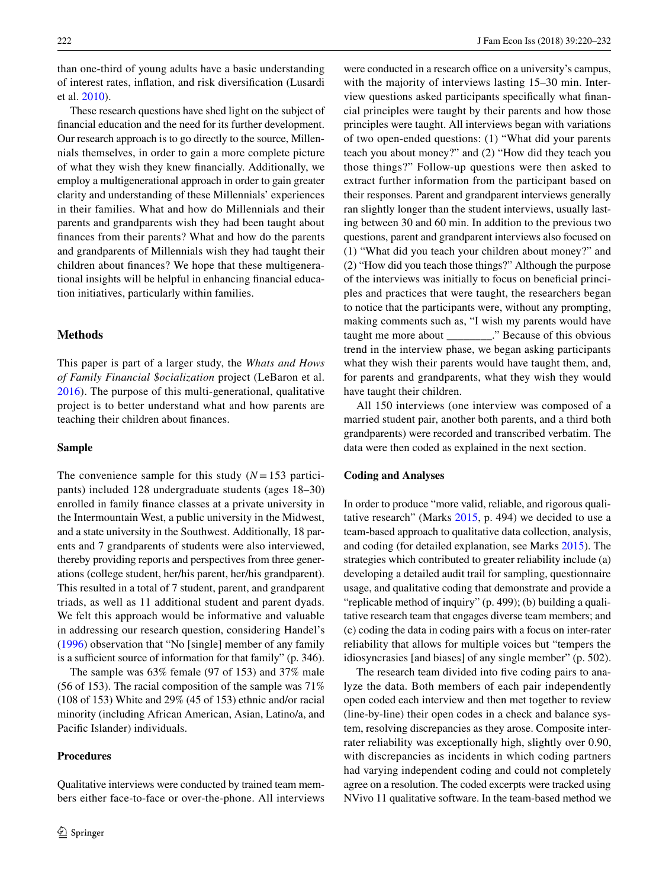than one-third of young adults have a basic understanding of interest rates, inflation, and risk diversification (Lusardi et al. 2010).

These research questions have shed light on the subject of financial education and the need for its further development. Our research approach is to go directly to the source, Millennials themselves, in order to gain a more complete picture of what they wish they knew financially. Additionally, we employ a multigenerational approach in order to gain greater clarity and understanding of these Millennials' experiences in their families. What and how do Millennials and their parents and grandparents wish they had been taught about finances from their parents? What and how do the parents and grandparents of Millennials wish they had taught their children about finances? We hope that these multigenerational insights will be helpful in enhancing financial education initiatives, particularly within families.

## Methods

This paper is part of a larger study, the *Whats and Hows of Family Financial $ocialization* project (LeBaron et al. 2016). The purpose of this multi-generational, qualitative project is to better understand what and how parents are teaching their children about finances.

### Sample

The convenience sample for this study ($N = 153$ participants) included 128 undergraduate students (ages 18–30) enrolled in family finance classes at a private university in the Intermountain West, a public university in the Midwest, and a state university in the Southwest. Additionally, 18 parents and 7 grandparents of students were also interviewed, thereby providing reports and perspectives from three generations (college student, her/his parent, her/his grandparent). This resulted in a total of 7 student, parent, and grandparent triads, as well as 11 additional student and parent dyads. We felt this approach would be informative and valuable in addressing our research question, considering Handel's (1996) observation that "No [single] member of any family is a sufficient source of information for that family" (p. 346).

The sample was 63% female (97 of 153) and 37% male (56 of 153). The racial composition of the sample was 71% (108 of 153) White and 29% (45 of 153) ethnic and/or racial minority (including African American, Asian, Latino/a, and Pacific Islander) individuals.

### Procedures

Qualitative interviews were conducted by trained team members either face-to-face or over-the-phone. All interviews were conducted in a research office on a university's campus, with the majority of interviews lasting 15–30 min. Interview questions asked participants specifically what financial principles were taught by their parents and how those principles were taught. All interviews began with variations of two open-ended questions: (1) "What did your parents teach you about money?" and (2) "How did they teach you those things?" Follow-up questions were then asked to extract further information from the participant based on their responses. Parent and grandparent interviews generally ran slightly longer than the student interviews, usually lasting between 30 and 60 min. In addition to the previous two questions, parent and grandparent interviews also focused on (1) "What did you teach your children about money?" and (2) "How did you teach those things?" Although the purpose of the interviews was initially to focus on beneficial principles and practices that were taught, the researchers began to notice that the participants were, without any prompting, making comments such as, "I wish my parents would have taught me more about ________." Because of this obvious trend in the interview phase, we began asking participants what they wish their parents would have taught them, and, for parents and grandparents, what they wish they would have taught their children.

All 150 interviews (one interview was composed of a married student pair, another both parents, and a third both grandparents) were recorded and transcribed verbatim. The data were then coded as explained in the next section.

### Coding and Analyses

In order to produce "more valid, reliable, and rigorous qualitative research" (Marks 2015, p. 494) we decided to use a team-based approach to qualitative data collection, analysis, and coding (for detailed explanation, see Marks 2015). The strategies which contributed to greater reliability include (a) developing a detailed audit trail for sampling, questionnaire usage, and qualitative coding that demonstrate and provide a "replicable method of inquiry" (p. 499); (b) building a qualitative research team that engages diverse team members; and (c) coding the data in coding pairs with a focus on inter-rater reliability that allows for multiple voices but "tempers the idiosyncrasies [and biases] of any single member" (p. 502).

The research team divided into five coding pairs to analyze the data. Both members of each pair independently open coded each interview and then met together to review (line-by-line) their open codes in a check and balance system, resolving discrepancies as they arose. Composite inter-rater reliability was exceptionally high, slightly over 0.90, with discrepancies as incidents in which coding partners had varying independent coding and could not completely agree on a resolution. The coded excerpts were tracked using NVivo 11 qualitative software. In the team-based method we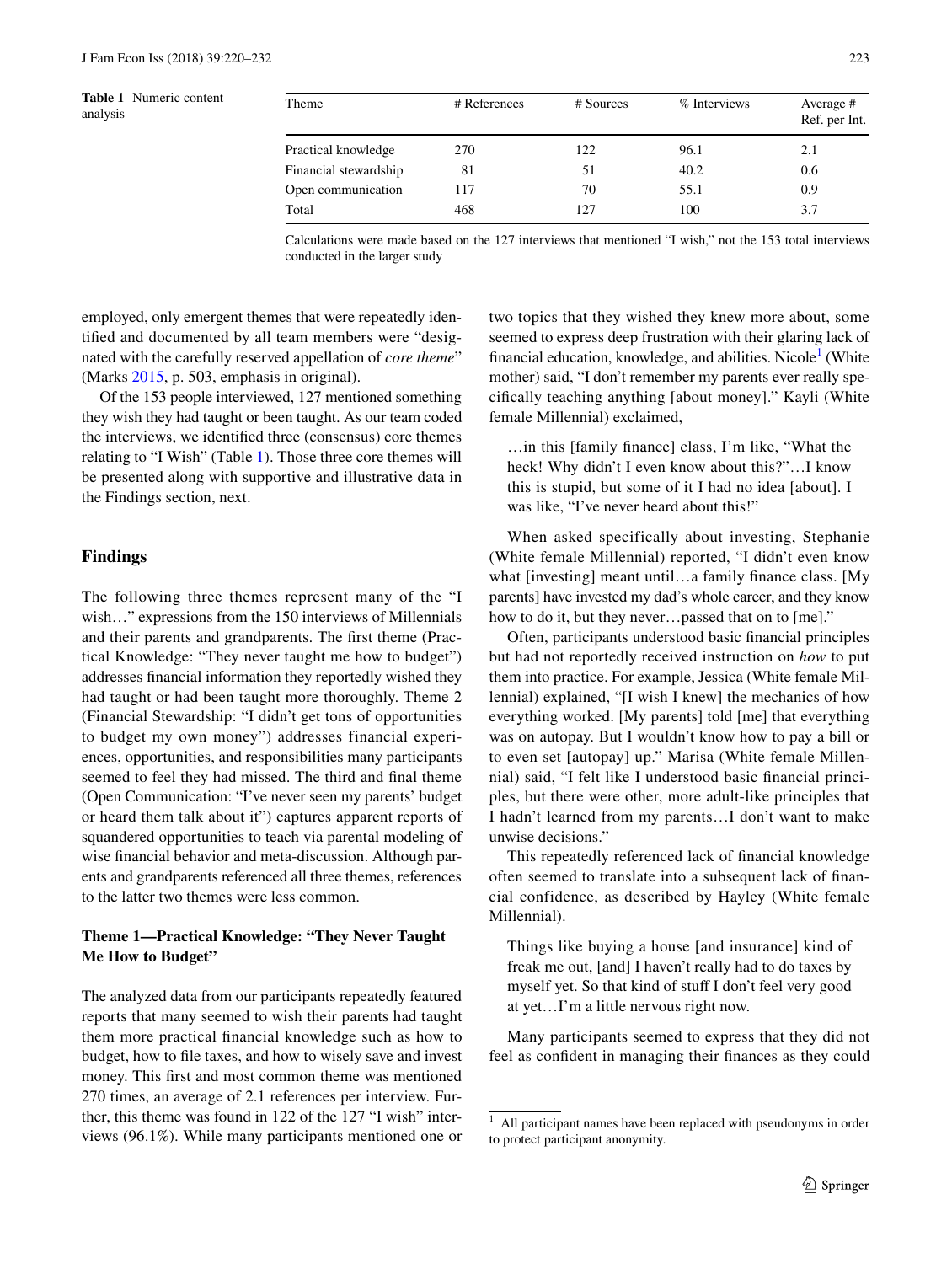Table 1 Numeric content analysis

| Theme | # References | # Sources | % Interviews | Average # Ref. per Int. |
|---|---|---|---|---|
| Practical knowledge | 270 | 122 | 96.1 | 2.1 |
| Financial stewardship | 81 | 51 | 40.2 | 0.6 |
| Open communication | 117 | 70 | 55.1 | 0.9 |
| Total | 468 | 127 | 100 | 3.7 |

Calculations were made based on the 127 interviews that mentioned "I wish," not the 153 total interviews conducted in the larger study

employed, only emergent themes that were repeatedly identified and documented by all team members were "designated with the carefully reserved appellation of *core theme*" (Marks 2015, p. 503, emphasis in original).

Of the 153 people interviewed, 127 mentioned something they wish they had taught or been taught. As our team coded the interviews, we identified three (consensus) core themes relating to "I Wish" (Table 1). Those three core themes will be presented along with supportive and illustrative data in the Findings section, next.

## Findings

The following three themes represent many of the "I wish…" expressions from the 150 interviews of Millennials and their parents and grandparents. The first theme (Practical Knowledge: "They never taught me how to budget") addresses financial information they reportedly wished they had taught or had been taught more thoroughly. Theme 2 (Financial Stewardship: "I didn't get tons of opportunities to budget my own money") addresses financial experiences, opportunities, and responsibilities many participants seemed to feel they had missed. The third and final theme (Open Communication: "I've never seen my parents' budget or heard them talk about it") captures apparent reports of squandered opportunities to teach via parental modeling of wise financial behavior and meta-discussion. Although parents and grandparents referenced all three themes, references to the latter two themes were less common.

### Theme 1—Practical Knowledge: "They Never Taught Me How to Budget"

The analyzed data from our participants repeatedly featured reports that many seemed to wish their parents had taught them more practical financial knowledge such as how to budget, how to file taxes, and how to wisely save and invest money. This first and most common theme was mentioned 270 times, an average of 2.1 references per interview. Further, this theme was found in 122 of the 127 "I wish" interviews (96.1%). While many participants mentioned one or two topics that they wished they knew more about, some seemed to express deep frustration with their glaring lack of financial education, knowledge, and abilities. Nicole[1] (White mother) said, "I don't remember my parents ever really specifically teaching anything [about money]." Kayli (White female Millennial) exclaimed,

> …in this [family finance] class, I'm like, "What the heck! Why didn't I even know about this?"…I know this is stupid, but some of it I had no idea [about]. I was like, "I've never heard about this!"

When asked specifically about investing, Stephanie (White female Millennial) reported, "I didn't even know what [investing] meant until…a family finance class. [My parents] have invested my dad's whole career, and they know how to do it, but they never…passed that on to [me]."

Often, participants understood basic financial principles but had not reportedly received instruction on *how* to put them into practice. For example, Jessica (White female Millennial) explained, "[I wish I knew] the mechanics of how everything worked. [My parents] told [me] that everything was on autopay. But I wouldn't know how to pay a bill or to even set [autopay] up." Marisa (White female Millennial) said, "I felt like I understood basic financial principles, but there were other, more adult-like principles that I hadn't learned from my parents…I don't want to make unwise decisions."

This repeatedly referenced lack of financial knowledge often seemed to translate into a subsequent lack of financial confidence, as described by Hayley (White female Millennial).

> Things like buying a house [and insurance] kind of freak me out, [and] I haven't really had to do taxes by myself yet. So that kind of stuff I don't feel very good at yet…I'm a little nervous right now.

Many participants seemed to express that they did not feel as confident in managing their finances as they could

[1] All participant names have been replaced with pseudonyms in order to protect participant anonymity.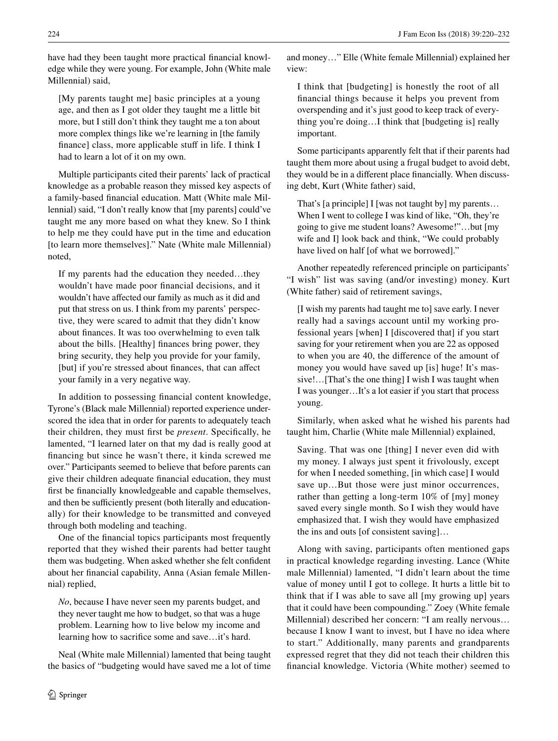have had they been taught more practical financial knowledge while they were young. For example, John (White male Millennial) said,

> [My parents taught me] basic principles at a young age, and then as I got older they taught me a little bit more, but I still don't think they taught me a ton about more complex things like we're learning in [the family finance] class, more applicable stuff in life. I think I had to learn a lot of it on my own.

Multiple participants cited their parents' lack of practical knowledge as a probable reason they missed key aspects of a family-based financial education. Matt (White male Millennial) said, "I don't really know that [my parents] could've taught me any more based on what they knew. So I think to help me they could have put in the time and education [to learn more themselves]." Nate (White male Millennial) noted,

> If my parents had the education they needed…they wouldn't have made poor financial decisions, and it wouldn't have affected our family as much as it did and put that stress on us. I think from my parents' perspective, they were scared to admit that they didn't know about finances. It was too overwhelming to even talk about the bills. [Healthy] finances bring power, they bring security, they help you provide for your family, [but] if you're stressed about finances, that can affect your family in a very negative way.

In addition to possessing financial content knowledge, Tyrone's (Black male Millennial) reported experience underscored the idea that in order for parents to adequately teach their children, they must first be *present*. Specifically, he lamented, "I learned later on that my dad is really good at financing but since he wasn't there, it kinda screwed me over." Participants seemed to believe that before parents can give their children adequate financial education, they must first be financially knowledgeable and capable themselves, and then be sufficiently present (both literally and educationally) for their knowledge to be transmitted and conveyed through both modeling and teaching.

One of the financial topics participants most frequently reported that they wished their parents had better taught them was budgeting. When asked whether she felt confident about her financial capability, Anna (Asian female Millennial) replied,

> *No*, because I have never seen my parents budget, and they never taught me how to budget, so that was a huge problem. Learning how to live below my income and learning how to sacrifice some and save…it's hard.

Neal (White male Millennial) lamented that being taught the basics of "budgeting would have saved me a lot of time and money…" Elle (White female Millennial) explained her view:

> I think that [budgeting] is honestly the root of all financial things because it helps you prevent from overspending and it's just good to keep track of everything you're doing…I think that [budgeting is] really important.

Some participants apparently felt that if their parents had taught them more about using a frugal budget to avoid debt, they would be in a different place financially. When discussing debt, Kurt (White father) said,

> That's [a principle] I [was not taught by] my parents… When I went to college I was kind of like, "Oh, they're going to give me student loans? Awesome!"…but [my wife and I] look back and think, "We could probably have lived on half [of what we borrowed]."

Another repeatedly referenced principle on participants' "I wish" list was saving (and/or investing) money. Kurt (White father) said of retirement savings,

> [I wish my parents had taught me to] save early. I never really had a savings account until my working professional years [when] I [discovered that] if you start saving for your retirement when you are 22 as opposed to when you are 40, the difference of the amount of money you would have saved up [is] huge! It's massive!…[That's the one thing] I wish I was taught when I was younger…It's a lot easier if you start that process young.

Similarly, when asked what he wished his parents had taught him, Charlie (White male Millennial) explained,

> Saving. That was one [thing] I never even did with my money. I always just spent it frivolously, except for when I needed something, [in which case] I would save up…But those were just minor occurrences, rather than getting a long-term 10% of [my] money saved every single month. So I wish they would have emphasized that. I wish they would have emphasized the ins and outs [of consistent saving]…

Along with saving, participants often mentioned gaps in practical knowledge regarding investing. Lance (White male Millennial) lamented, "I didn't learn about the time value of money until I got to college. It hurts a little bit to think that if I was able to save all [my growing up] years that it could have been compounding." Zoey (White female Millennial) described her concern: "I am really nervous… because I know I want to invest, but I have no idea where to start." Additionally, many parents and grandparents expressed regret that they did not teach their children this financial knowledge. Victoria (White mother) seemed to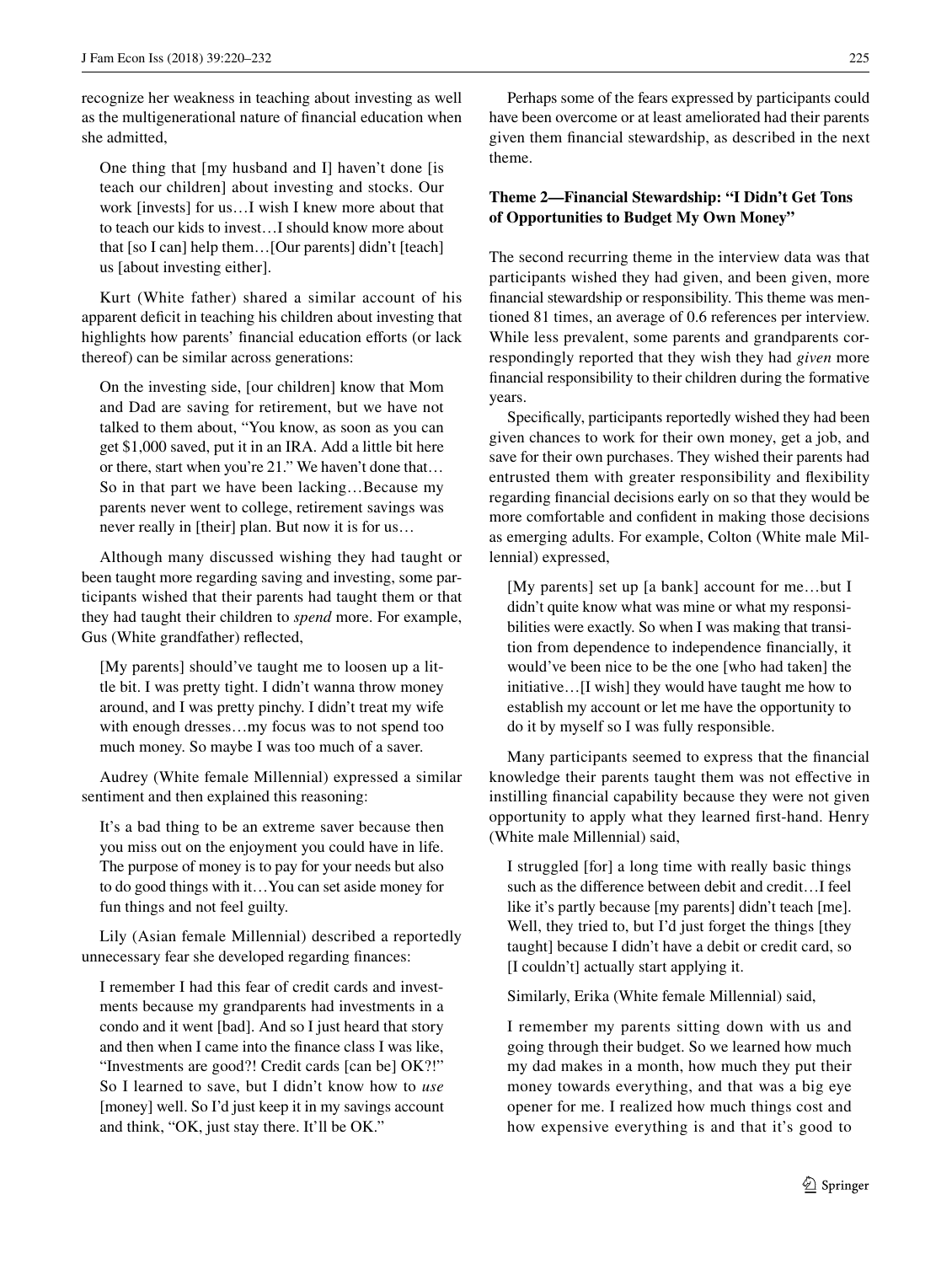recognize her weakness in teaching about investing as well as the multigenerational nature of financial education when she admitted,

> One thing that [my husband and I] haven't done [is teach our children] about investing and stocks. Our work [invests] for us…I wish I knew more about that to teach our kids to invest…I should know more about that [so I can] help them…[Our parents] didn't [teach] us [about investing either].

Kurt (White father) shared a similar account of his apparent deficit in teaching his children about investing that highlights how parents' financial education efforts (or lack thereof) can be similar across generations:

> On the investing side, [our children] know that Mom and Dad are saving for retirement, but we have not talked to them about, "You know, as soon as you can get $1,000 saved, put it in an IRA. Add a little bit here or there, start when you're 21." We haven't done that… So in that part we have been lacking…Because my parents never went to college, retirement savings was never really in [their] plan. But now it is for us…

Although many discussed wishing they had taught or been taught more regarding saving and investing, some participants wished that their parents had taught them or that they had taught their children to *spend* more. For example, Gus (White grandfather) reflected,

> [My parents] should've taught me to loosen up a little bit. I was pretty tight. I didn't wanna throw money around, and I was pretty pinchy. I didn't treat my wife with enough dresses…my focus was to not spend too much money. So maybe I was too much of a saver.

Audrey (White female Millennial) expressed a similar sentiment and then explained this reasoning:

> It's a bad thing to be an extreme saver because then you miss out on the enjoyment you could have in life. The purpose of money is to pay for your needs but also to do good things with it…You can set aside money for fun things and not feel guilty.

Lily (Asian female Millennial) described a reportedly unnecessary fear she developed regarding finances:

> I remember I had this fear of credit cards and investments because my grandparents had investments in a condo and it went [bad]. And so I just heard that story and then when I came into the finance class I was like, "Investments are good?! Credit cards [can be] OK?!" So I learned to save, but I didn't know how to *use* [money] well. So I'd just keep it in my savings account and think, "OK, just stay there. It'll be OK."

Perhaps some of the fears expressed by participants could have been overcome or at least ameliorated had their parents given them financial stewardship, as described in the next theme.

### Theme 2—Financial Stewardship: "I Didn't Get Tons of Opportunities to Budget My Own Money"

The second recurring theme in the interview data was that participants wished they had given, and been given, more financial stewardship or responsibility. This theme was mentioned 81 times, an average of 0.6 references per interview. While less prevalent, some parents and grandparents correspondingly reported that they wish they had *given* more financial responsibility to their children during the formative years.

Specifically, participants reportedly wished they had been given chances to work for their own money, get a job, and save for their own purchases. They wished their parents had entrusted them with greater responsibility and flexibility regarding financial decisions early on so that they would be more comfortable and confident in making those decisions as emerging adults. For example, Colton (White male Millennial) expressed,

> [My parents] set up [a bank] account for me…but I didn't quite know what was mine or what my responsibilities were exactly. So when I was making that transition from dependence to independence financially, it would've been nice to be the one [who had taken] the initiative…[I wish] they would have taught me how to establish my account or let me have the opportunity to do it by myself so I was fully responsible.

Many participants seemed to express that the financial knowledge their parents taught them was not effective in instilling financial capability because they were not given opportunity to apply what they learned first-hand. Henry (White male Millennial) said,

> I struggled [for] a long time with really basic things such as the difference between debit and credit…I feel like it's partly because [my parents] didn't teach [me]. Well, they tried to, but I'd just forget the things [they taught] because I didn't have a debit or credit card, so [I couldn't] actually start applying it.

Similarly, Erika (White female Millennial) said,

> I remember my parents sitting down with us and going through their budget. So we learned how much my dad makes in a month, how much they put their money towards everything, and that was a big eye opener for me. I realized how much things cost and how expensive everything is and that it's good to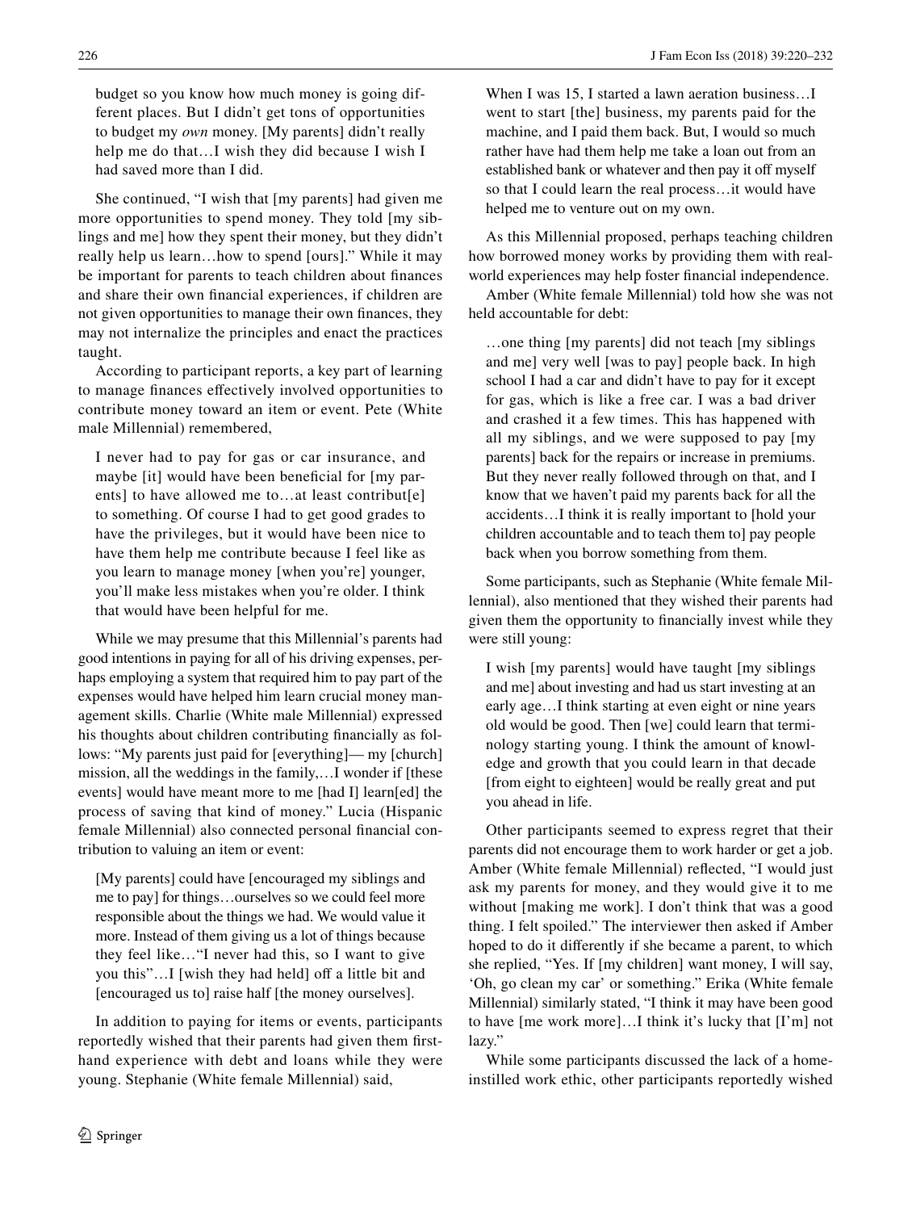budget so you know how much money is going different places. But I didn't get tons of opportunities to budget my *own* money. [My parents] didn't really help me do that…I wish they did because I wish I had saved more than I did.

She continued, "I wish that [my parents] had given me more opportunities to spend money. They told [my siblings and me] how they spent their money, but they didn't really help us learn…how to spend [ours]." While it may be important for parents to teach children about finances and share their own financial experiences, if children are not given opportunities to manage their own finances, they may not internalize the principles and enact the practices taught.

According to participant reports, a key part of learning to manage finances effectively involved opportunities to contribute money toward an item or event. Pete (White male Millennial) remembered,

> I never had to pay for gas or car insurance, and maybe [it] would have been beneficial for [my parents] to have allowed me to…at least contribut[e] to something. Of course I had to get good grades to have the privileges, but it would have been nice to have them help me contribute because I feel like as you learn to manage money [when you're] younger, you'll make less mistakes when you're older. I think that would have been helpful for me.

While we may presume that this Millennial's parents had good intentions in paying for all of his driving expenses, perhaps employing a system that required him to pay part of the expenses would have helped him learn crucial money management skills. Charlie (White male Millennial) expressed his thoughts about children contributing financially as follows: "My parents just paid for [everything]— my [church] mission, all the weddings in the family,…I wonder if [these events] would have meant more to me [had I] learn[ed] the process of saving that kind of money." Lucia (Hispanic female Millennial) also connected personal financial contribution to valuing an item or event:

> [My parents] could have [encouraged my siblings and me to pay] for things…ourselves so we could feel more responsible about the things we had. We would value it more. Instead of them giving us a lot of things because they feel like…"I never had this, so I want to give you this"…I [wish they had held] off a little bit and [encouraged us to] raise half [the money ourselves].

In addition to paying for items or events, participants reportedly wished that their parents had given them first-hand experience with debt and loans while they were young. Stephanie (White female Millennial) said,

> When I was 15, I started a lawn aeration business…I went to start [the] business, my parents paid for the machine, and I paid them back. But, I would so much rather have had them help me take a loan out from an established bank or whatever and then pay it off myself so that I could learn the real process…it would have helped me to venture out on my own.

As this Millennial proposed, perhaps teaching children how borrowed money works by providing them with real-world experiences may help foster financial independence.

Amber (White female Millennial) told how she was not held accountable for debt:

> …one thing [my parents] did not teach [my siblings and me] very well [was to pay] people back. In high school I had a car and didn't have to pay for it except for gas, which is like a free car. I was a bad driver and crashed it a few times. This has happened with all my siblings, and we were supposed to pay [my parents] back for the repairs or increase in premiums. But they never really followed through on that, and I know that we haven't paid my parents back for all the accidents…I think it is really important to [hold your children accountable and to teach them to] pay people back when you borrow something from them.

Some participants, such as Stephanie (White female Millennial), also mentioned that they wished their parents had given them the opportunity to financially invest while they were still young:

> I wish [my parents] would have taught [my siblings and me] about investing and had us start investing at an early age…I think starting at even eight or nine years old would be good. Then [we] could learn that terminology starting young. I think the amount of knowledge and growth that you could learn in that decade [from eight to eighteen] would be really great and put you ahead in life.

Other participants seemed to express regret that their parents did not encourage them to work harder or get a job. Amber (White female Millennial) reflected, "I would just ask my parents for money, and they would give it to me without [making me work]. I don't think that was a good thing. I felt spoiled." The interviewer then asked if Amber hoped to do it differently if she became a parent, to which she replied, "Yes. If [my children] want money, I will say, 'Oh, go clean my car' or something." Erika (White female Millennial) similarly stated, "I think it may have been good to have [me work more]…I think it's lucky that [I'm] not lazy."

While some participants discussed the lack of a home-instilled work ethic, other participants reportedly wished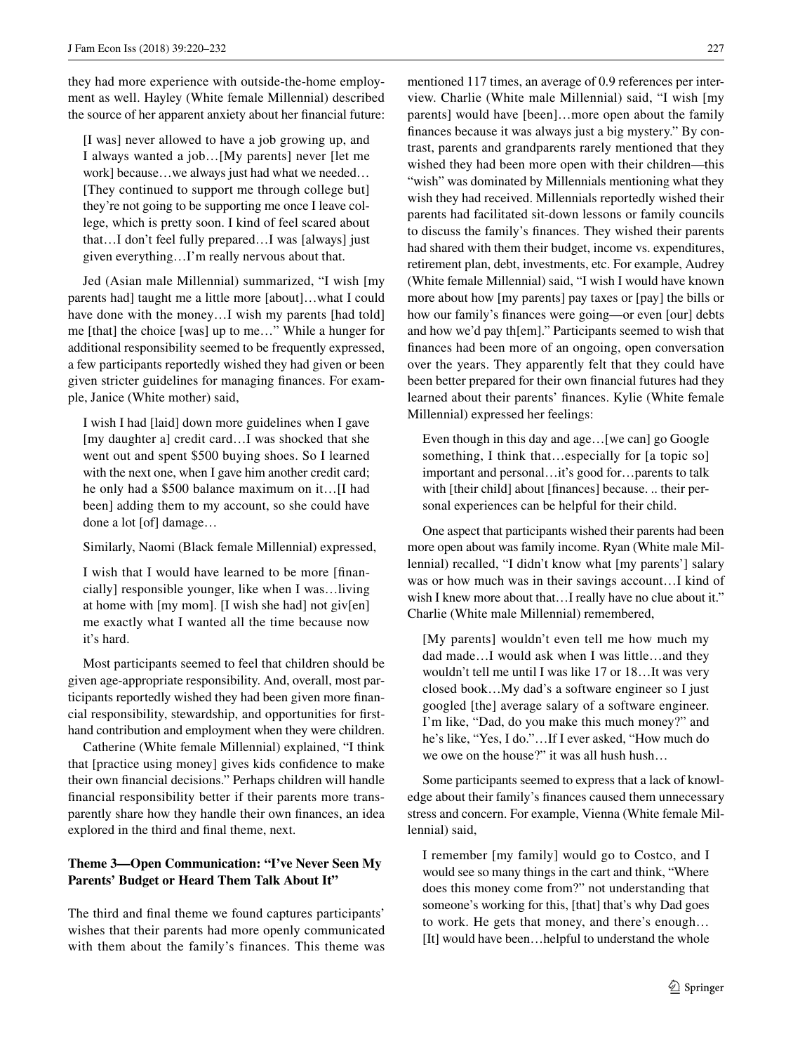they had more experience with outside-the-home employment as well. Hayley (White female Millennial) described the source of her apparent anxiety about her financial future:

> [I was] never allowed to have a job growing up, and I always wanted a job…[My parents] never [let me work] because…we always just had what we needed…[They continued to support me through college but] they're not going to be supporting me once I leave college, which is pretty soon. I kind of feel scared about that…I don't feel fully prepared…I was [always] just given everything…I'm really nervous about that.

Jed (Asian male Millennial) summarized, "I wish [my parents had] taught me a little more [about]…what I could have done with the money…I wish my parents [had told] me [that] the choice [was] up to me…" While a hunger for additional responsibility seemed to be frequently expressed, a few participants reportedly wished they had given or been given stricter guidelines for managing finances. For example, Janice (White mother) said,

> I wish I had [laid] down more guidelines when I gave [my daughter a] credit card…I was shocked that she went out and spent $500 buying shoes. So I learned with the next one, when I gave him another credit card; he only had a $500 balance maximum on it…[I had been] adding them to my account, so she could have done a lot [of] damage…

Similarly, Naomi (Black female Millennial) expressed,

> I wish that I would have learned to be more [financially] responsible younger, like when I was…living at home with [my mom]. [I wish she had] not giv[en] me exactly what I wanted all the time because now it's hard.

Most participants seemed to feel that children should be given age-appropriate responsibility. And, overall, most participants reportedly wished they had been given more financial responsibility, stewardship, and opportunities for first-hand contribution and employment when they were children.

Catherine (White female Millennial) explained, "I think that [practice using money] gives kids confidence to make their own financial decisions." Perhaps children will handle financial responsibility better if their parents more transparently share how they handle their own finances, an idea explored in the third and final theme, next.

### Theme 3—Open Communication: "I've Never Seen My Parents' Budget or Heard Them Talk About It"

The third and final theme we found captures participants' wishes that their parents had more openly communicated with them about the family's finances. This theme was mentioned 117 times, an average of 0.9 references per interview. Charlie (White male Millennial) said, "I wish [my parents] would have [been]…more open about the family finances because it was always just a big mystery." By contrast, parents and grandparents rarely mentioned that they wished they had been more open with their children—this "wish" was dominated by Millennials mentioning what they wish they had received. Millennials reportedly wished their parents had facilitated sit-down lessons or family councils to discuss the family's finances. They wished their parents had shared with them their budget, income vs. expenditures, retirement plan, debt, investments, etc. For example, Audrey (White female Millennial) said, "I wish I would have known more about how [my parents] pay taxes or [pay] the bills or how our family's finances were going—or even [our] debts and how we'd pay th[em]." Participants seemed to wish that finances had been more of an ongoing, open conversation over the years. They apparently felt that they could have been better prepared for their own financial futures had they learned about their parents' finances. Kylie (White female Millennial) expressed her feelings:

> Even though in this day and age…[we can] go Google something, I think that…especially for [a topic so] important and personal…it's good for…parents to talk with [their child] about [finances] because. .. their personal experiences can be helpful for their child.

One aspect that participants wished their parents had been more open about was family income. Ryan (White male Millennial) recalled, "I didn't know what [my parents'] salary was or how much was in their savings account…I kind of wish I knew more about that…I really have no clue about it." Charlie (White male Millennial) remembered,

> [My parents] wouldn't even tell me how much my dad made…I would ask when I was little…and they wouldn't tell me until I was like 17 or 18…It was very closed book…My dad's a software engineer so I just googled [the] average salary of a software engineer. I'm like, "Dad, do you make this much money?" and he's like, "Yes, I do."…If I ever asked, "How much do we owe on the house?" it was all hush hush…

Some participants seemed to express that a lack of knowledge about their family's finances caused them unnecessary stress and concern. For example, Vienna (White female Millennial) said,

> I remember [my family] would go to Costco, and I would see so many things in the cart and think, "Where does this money come from?" not understanding that someone's working for this, [that] that's why Dad goes to work. He gets that money, and there's enough…[It] would have been…helpful to understand the whole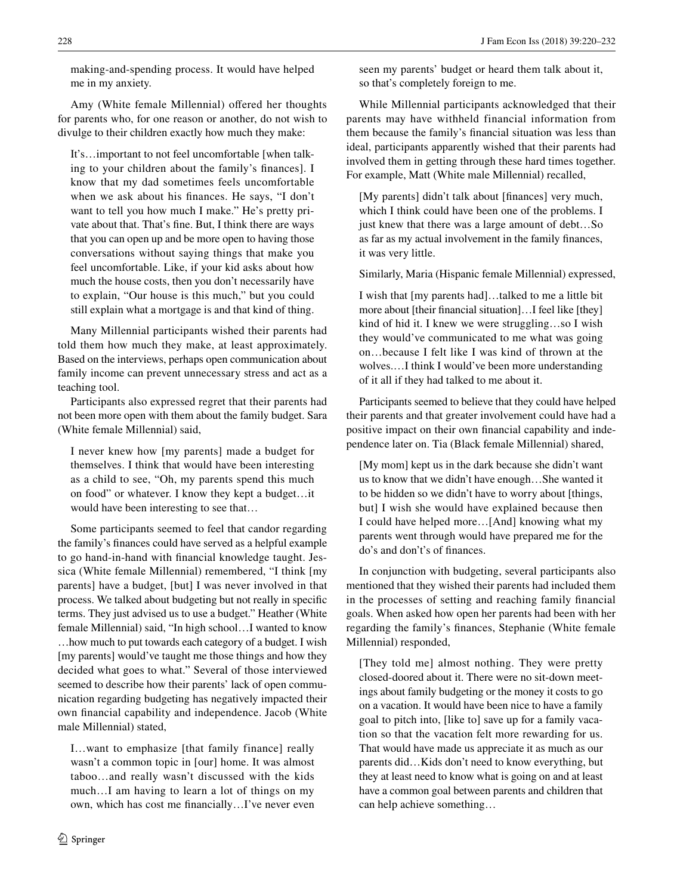making-and-spending process. It would have helped me in my anxiety.

Amy (White female Millennial) offered her thoughts for parents who, for one reason or another, do not wish to divulge to their children exactly how much they make:

> It's…important to not feel uncomfortable [when talking to your children about the family's finances]. I know that my dad sometimes feels uncomfortable when we ask about his finances. He says, "I don't want to tell you how much I make." He's pretty private about that. That's fine. But, I think there are ways that you can open up and be more open to having those conversations without saying things that make you feel uncomfortable. Like, if your kid asks about how much the house costs, then you don't necessarily have to explain, "Our house is this much," but you could still explain what a mortgage is and that kind of thing.

Many Millennial participants wished their parents had told them how much they make, at least approximately. Based on the interviews, perhaps open communication about family income can prevent unnecessary stress and act as a teaching tool.

Participants also expressed regret that their parents had not been more open with them about the family budget. Sara (White female Millennial) said,

> I never knew how [my parents] made a budget for themselves. I think that would have been interesting as a child to see, "Oh, my parents spend this much on food" or whatever. I know they kept a budget…it would have been interesting to see that…

Some participants seemed to feel that candor regarding the family's finances could have served as a helpful example to go hand-in-hand with financial knowledge taught. Jessica (White female Millennial) remembered, "I think [my parents] have a budget, [but] I was never involved in that process. We talked about budgeting but not really in specific terms. They just advised us to use a budget." Heather (White female Millennial) said, "In high school…I wanted to know …how much to put towards each category of a budget. I wish [my parents] would've taught me those things and how they decided what goes to what." Several of those interviewed seemed to describe how their parents' lack of open communication regarding budgeting has negatively impacted their own financial capability and independence. Jacob (White male Millennial) stated,

> I…want to emphasize [that family finance] really wasn't a common topic in [our] home. It was almost taboo…and really wasn't discussed with the kids much…I am having to learn a lot of things on my own, which has cost me financially…I've never even seen my parents' budget or heard them talk about it, so that's completely foreign to me.

While Millennial participants acknowledged that their parents may have withheld financial information from them because the family's financial situation was less than ideal, participants apparently wished that their parents had involved them in getting through these hard times together. For example, Matt (White male Millennial) recalled,

> [My parents] didn't talk about [finances] very much, which I think could have been one of the problems. I just knew that there was a large amount of debt…So as far as my actual involvement in the family finances, it was very little.

Similarly, Maria (Hispanic female Millennial) expressed,

> I wish that [my parents had]…talked to me a little bit more about [their financial situation]…I feel like [they] kind of hid it. I knew we were struggling…so I wish they would've communicated to me what was going on…because I felt like I was kind of thrown at the wolves.…I think I would've been more understanding of it all if they had talked to me about it.

Participants seemed to believe that they could have helped their parents and that greater involvement could have had a positive impact on their own financial capability and independence later on. Tia (Black female Millennial) shared,

> [My mom] kept us in the dark because she didn't want us to know that we didn't have enough…She wanted it to be hidden so we didn't have to worry about [things, but] I wish she would have explained because then I could have helped more…[And] knowing what my parents went through would have prepared me for the do's and don't's of finances.

In conjunction with budgeting, several participants also mentioned that they wished their parents had included them in the processes of setting and reaching family financial goals. When asked how open her parents had been with her regarding the family's finances, Stephanie (White female Millennial) responded,

> [They told me] almost nothing. They were pretty closed-doored about it. There were no sit-down meetings about family budgeting or the money it costs to go on a vacation. It would have been nice to have a family goal to pitch into, [like to] save up for a family vacation so that the vacation felt more rewarding for us. That would have made us appreciate it as much as our parents did…Kids don't need to know everything, but they at least need to know what is going on and at least have a common goal between parents and children that can help achieve something…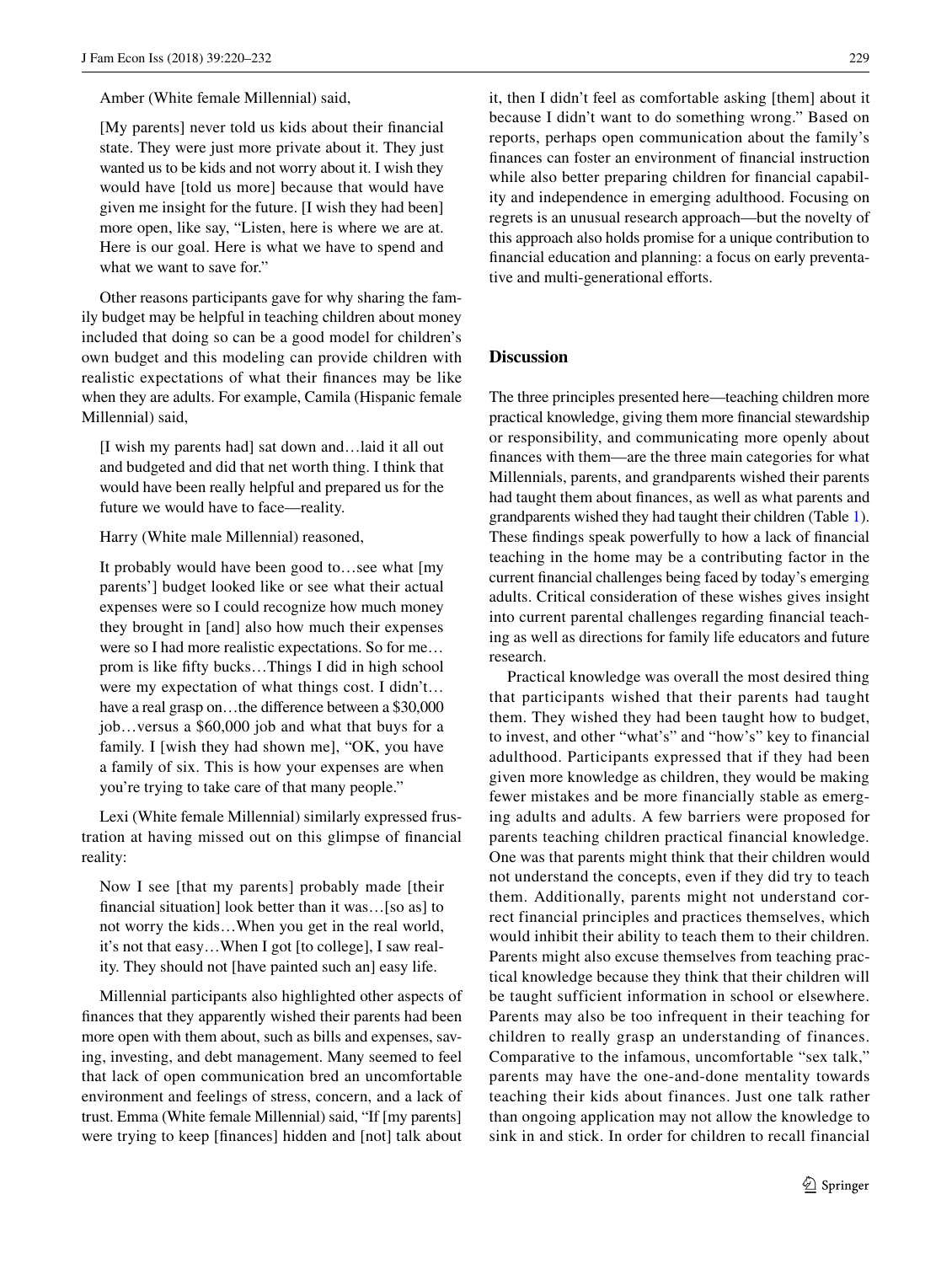Amber (White female Millennial) said,

> [My parents] never told us kids about their financial state. They were just more private about it. They just wanted us to be kids and not worry about it. I wish they would have [told us more] because that would have given me insight for the future. [I wish they had been] more open, like say, "Listen, here is where we are at. Here is our goal. Here is what we have to spend and what we want to save for."

Other reasons participants gave for why sharing the family budget may be helpful in teaching children about money included that doing so can be a good model for children's own budget and this modeling can provide children with realistic expectations of what their finances may be like when they are adults. For example, Camila (Hispanic female Millennial) said,

> [I wish my parents had] sat down and…laid it all out and budgeted and did that net worth thing. I think that would have been really helpful and prepared us for the future we would have to face—reality.

Harry (White male Millennial) reasoned,

> It probably would have been good to…see what [my parents'] budget looked like or see what their actual expenses were so I could recognize how much money they brought in [and] also how much their expenses were so I had more realistic expectations. So for me…prom is like fifty bucks…Things I did in high school were my expectation of what things cost. I didn't…have a real grasp on…the difference between a $30,000 job…versus a $60,000 job and what that buys for a family. I [wish they had shown me], "OK, you have a family of six. This is how your expenses are when you're trying to take care of that many people."

Lexi (White female Millennial) similarly expressed frustration at having missed out on this glimpse of financial reality:

> Now I see [that my parents] probably made [their financial situation] look better than it was…[so as] to not worry the kids…When you get in the real world, it's not that easy…When I got [to college], I saw reality. They should not [have painted such an] easy life.

Millennial participants also highlighted other aspects of finances that they apparently wished their parents had been more open with them about, such as bills and expenses, saving, investing, and debt management. Many seemed to feel that lack of open communication bred an uncomfortable environment and feelings of stress, concern, and a lack of trust. Emma (White female Millennial) said, "If [my parents] were trying to keep [finances] hidden and [not] talk about it, then I didn't feel as comfortable asking [them] about it because I didn't want to do something wrong." Based on reports, perhaps open communication about the family's finances can foster an environment of financial instruction while also better preparing children for financial capability and independence in emerging adulthood. Focusing on regrets is an unusual research approach—but the novelty of this approach also holds promise for a unique contribution to financial education and planning: a focus on early preventative and multi-generational efforts.

## Discussion

The three principles presented here—teaching children more practical knowledge, giving them more financial stewardship or responsibility, and communicating more openly about finances with them—are the three main categories for what Millennials, parents, and grandparents wished their parents had taught them about finances, as well as what parents and grandparents wished they had taught their children (Table 1). These findings speak powerfully to how a lack of financial teaching in the home may be a contributing factor in the current financial challenges being faced by today's emerging adults. Critical consideration of these wishes gives insight into current parental challenges regarding financial teaching as well as directions for family life educators and future research.

Practical knowledge was overall the most desired thing that participants wished that their parents had taught them. They wished they had been taught how to budget, to invest, and other "what's" and "how's" key to financial adulthood. Participants expressed that if they had been given more knowledge as children, they would be making fewer mistakes and be more financially stable as emerging adults and adults. A few barriers were proposed for parents teaching children practical financial knowledge. One was that parents might think that their children would not understand the concepts, even if they did try to teach them. Additionally, parents might not understand correct financial principles and practices themselves, which would inhibit their ability to teach them to their children. Parents might also excuse themselves from teaching practical knowledge because they think that their children will be taught sufficient information in school or elsewhere. Parents may also be too infrequent in their teaching for children to really grasp an understanding of finances. Comparative to the infamous, uncomfortable "sex talk," parents may have the one-and-done mentality towards teaching their kids about finances. Just one talk rather than ongoing application may not allow the knowledge to sink in and stick. In order for children to recall financial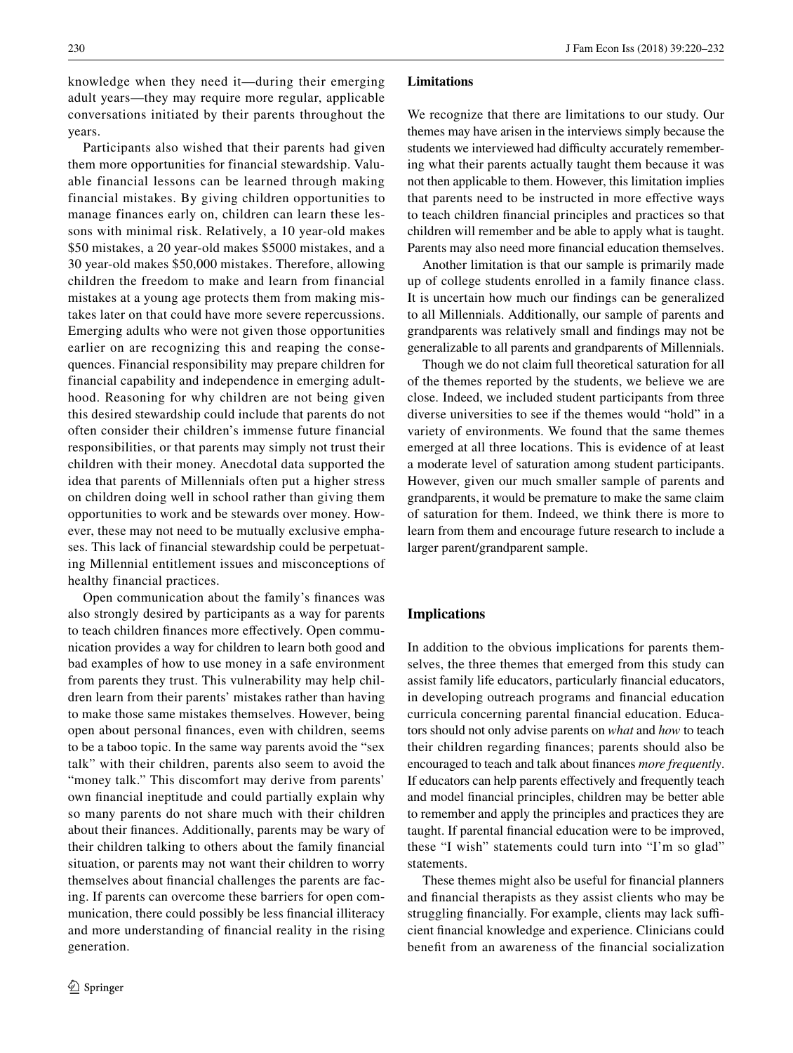knowledge when they need it—during their emerging adult years—they may require more regular, applicable conversations initiated by their parents throughout the years.

Participants also wished that their parents had given them more opportunities for financial stewardship. Valuable financial lessons can be learned through making financial mistakes. By giving children opportunities to manage finances early on, children can learn these lessons with minimal risk. Relatively, a 10 year-old makes \$50 mistakes, a 20 year-old makes \$5000 mistakes, and a 30 year-old makes \$50,000 mistakes. Therefore, allowing children the freedom to make and learn from financial mistakes at a young age protects them from making mistakes later on that could have more severe repercussions. Emerging adults who were not given those opportunities earlier on are recognizing this and reaping the consequences. Financial responsibility may prepare children for financial capability and independence in emerging adulthood. Reasoning for why children are not being given this desired stewardship could include that parents do not often consider their children's immense future financial responsibilities, or that parents may simply not trust their children with their money. Anecdotal data supported the idea that parents of Millennials often put a higher stress on children doing well in school rather than giving them opportunities to work and be stewards over money. However, these may not need to be mutually exclusive emphases. This lack of financial stewardship could be perpetuating Millennial entitlement issues and misconceptions of healthy financial practices.

Open communication about the family's finances was also strongly desired by participants as a way for parents to teach children finances more effectively. Open communication provides a way for children to learn both good and bad examples of how to use money in a safe environment from parents they trust. This vulnerability may help children learn from their parents' mistakes rather than having to make those same mistakes themselves. However, being open about personal finances, even with children, seems to be a taboo topic. In the same way parents avoid the "sex talk" with their children, parents also seem to avoid the "money talk." This discomfort may derive from parents' own financial ineptitude and could partially explain why so many parents do not share much with their children about their finances. Additionally, parents may be wary of their children talking to others about the family financial situation, or parents may not want their children to worry themselves about financial challenges the parents are facing. If parents can overcome these barriers for open communication, there could possibly be less financial illiteracy and more understanding of financial reality in the rising generation.

### Limitations

We recognize that there are limitations to our study. Our themes may have arisen in the interviews simply because the students we interviewed had difficulty accurately remembering what their parents actually taught them because it was not then applicable to them. However, this limitation implies that parents need to be instructed in more effective ways to teach children financial principles and practices so that children will remember and be able to apply what is taught. Parents may also need more financial education themselves.

Another limitation is that our sample is primarily made up of college students enrolled in a family finance class. It is uncertain how much our findings can be generalized to all Millennials. Additionally, our sample of parents and grandparents was relatively small and findings may not be generalizable to all parents and grandparents of Millennials.

Though we do not claim full theoretical saturation for all of the themes reported by the students, we believe we are close. Indeed, we included student participants from three diverse universities to see if the themes would "hold" in a variety of environments. We found that the same themes emerged at all three locations. This is evidence of at least a moderate level of saturation among student participants. However, given our much smaller sample of parents and grandparents, it would be premature to make the same claim of saturation for them. Indeed, we think there is more to learn from them and encourage future research to include a larger parent/grandparent sample.

## Implications

In addition to the obvious implications for parents themselves, the three themes that emerged from this study can assist family life educators, particularly financial educators, in developing outreach programs and financial education curricula concerning parental financial education. Educators should not only advise parents on *what* and *how* to teach their children regarding finances; parents should also be encouraged to teach and talk about finances *more frequently*. If educators can help parents effectively and frequently teach and model financial principles, children may be better able to remember and apply the principles and practices they are taught. If parental financial education were to be improved, these "I wish" statements could turn into "I'm so glad" statements.

These themes might also be useful for financial planners and financial therapists as they assist clients who may be struggling financially. For example, clients may lack sufficient financial knowledge and experience. Clinicians could benefit from an awareness of the financial socialization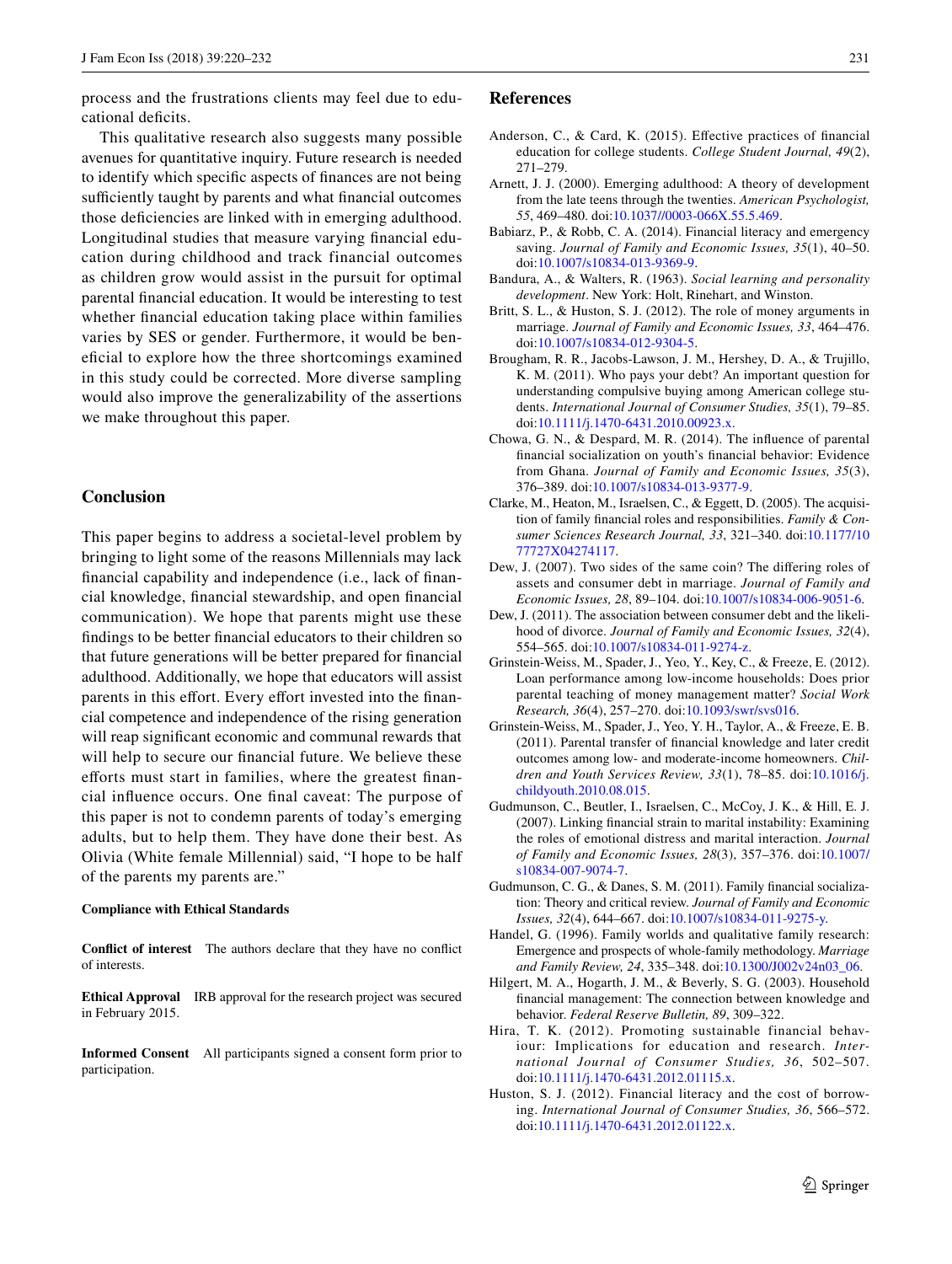process and the frustrations clients may feel due to educational deficits.

This qualitative research also suggests many possible avenues for quantitative inquiry. Future research is needed to identify which specific aspects of finances are not being sufficiently taught by parents and what financial outcomes those deficiencies are linked with in emerging adulthood. Longitudinal studies that measure varying financial education during childhood and track financial outcomes as children grow would assist in the pursuit for optimal parental financial education. It would be interesting to test whether financial education taking place within families varies by SES or gender. Furthermore, it would be beneficial to explore how the three shortcomings examined in this study could be corrected. More diverse sampling would also improve the generalizability of the assertions we make throughout this paper.

## Conclusion

This paper begins to address a societal-level problem by bringing to light some of the reasons Millennials may lack financial capability and independence (i.e., lack of financial knowledge, financial stewardship, and open financial communication). We hope that parents might use these findings to be better financial educators to their children so that future generations will be better prepared for financial adulthood. Additionally, we hope that educators will assist parents in this effort. Every effort invested into the financial competence and independence of the rising generation will reap significant economic and communal rewards that will help to secure our financial future. We believe these efforts must start in families, where the greatest financial influence occurs. One final caveat: The purpose of this paper is not to condemn parents of today's emerging adults, but to help them. They have done their best. As Olivia (White female Millennial) said, "I hope to be half of the parents my parents are."

### Compliance with Ethical Standards

**Conflict of interest** The authors declare that they have no conflict of interests.

**Ethical Approval** IRB approval for the research project was secured in February 2015.

**Informed Consent** All participants signed a consent form prior to participation.

## References

Anderson, C., & Card, K. (2015). Effective practices of financial education for college students. *College Student Journal, 49*(2), 271–279.

Arnett, J. J. (2000). Emerging adulthood: A theory of development from the late teens through the twenties. *American Psychologist, 55*, 469–480. doi:10.1037//0003-066X.55.5.469.

Babiarz, P., & Robb, C. A. (2014). Financial literacy and emergency saving. *Journal of Family and Economic Issues, 35*(1), 40–50. doi:10.1007/s10834-013-9369-9.

Bandura, A., & Walters, R. (1963). *Social learning and personality development*. New York: Holt, Rinehart, and Winston.

Britt, S. L., & Huston, S. J. (2012). The role of money arguments in marriage. *Journal of Family and Economic Issues, 33*, 464–476. doi:10.1007/s10834-012-9304-5.

Brougham, R. R., Jacobs-Lawson, J. M., Hershey, D. A., & Trujillo, K. M. (2011). Who pays your debt? An important question for understanding compulsive buying among American college students. *International Journal of Consumer Studies, 35*(1), 79–85. doi:10.1111/j.1470-6431.2010.00923.x.

Chowa, G. N., & Despard, M. R. (2014). The influence of parental financial socialization on youth's financial behavior: Evidence from Ghana. *Journal of Family and Economic Issues, 35*(3), 376–389. doi:10.1007/s10834-013-9377-9.

Clarke, M., Heaton, M., Israelsen, C., & Eggett, D. (2005). The acquisition of family financial roles and responsibilities. *Family & Consumer Sciences Research Journal, 33*, 321–340. doi:10.1177/1077727X04274117.

Dew, J. (2007). Two sides of the same coin? The differing roles of assets and consumer debt in marriage. *Journal of Family and Economic Issues, 28*, 89–104. doi:10.1007/s10834-006-9051-6.

Dew, J. (2011). The association between consumer debt and the likelihood of divorce. *Journal of Family and Economic Issues, 32*(4), 554–565. doi:10.1007/s10834-011-9274-z.

Grinstein-Weiss, M., Spader, J., Yeo, Y., Key, C., & Freeze, E. (2012). Loan performance among low-income households: Does prior parental teaching of money management matter? *Social Work Research, 36*(4), 257–270. doi:10.1093/swr/svs016.

Grinstein-Weiss, M., Spader, J., Yeo, Y. H., Taylor, A., & Freeze, E. B. (2011). Parental transfer of financial knowledge and later credit outcomes among low- and moderate-income homeowners. *Children and Youth Services Review, 33*(1), 78–85. doi:10.1016/j.childyouth.2010.08.015.

Gudmunson, C., Beutler, I., Israelsen, C., McCoy, J. K., & Hill, E. J. (2007). Linking financial strain to marital instability: Examining the roles of emotional distress and marital interaction. *Journal of Family and Economic Issues, 28*(3), 357–376. doi:10.1007/s10834-007-9074-7.

Gudmunson, C. G., & Danes, S. M. (2011). Family financial socialization: Theory and critical review. *Journal of Family and Economic Issues, 32*(4), 644–667. doi:10.1007/s10834-011-9275-y.

Handel, G. (1996). Family worlds and qualitative family research: Emergence and prospects of whole-family methodology. *Marriage and Family Review, 24*, 335–348. doi:10.1300/J002v24n03_06.

Hilgert, M. A., Hogarth, J. M., & Beverly, S. G. (2003). Household financial management: The connection between knowledge and behavior. *Federal Reserve Bulletin, 89*, 309–322.

Hira, T. K. (2012). Promoting sustainable financial behaviour: Implications for education and research. *International Journal of Consumer Studies, 36*, 502–507. doi:10.1111/j.1470-6431.2012.01115.x.

Huston, S. J. (2012). Financial literacy and the cost of borrowing. *International Journal of Consumer Studies, 36*, 566–572. doi:10.1111/j.1470-6431.2012.01122.x.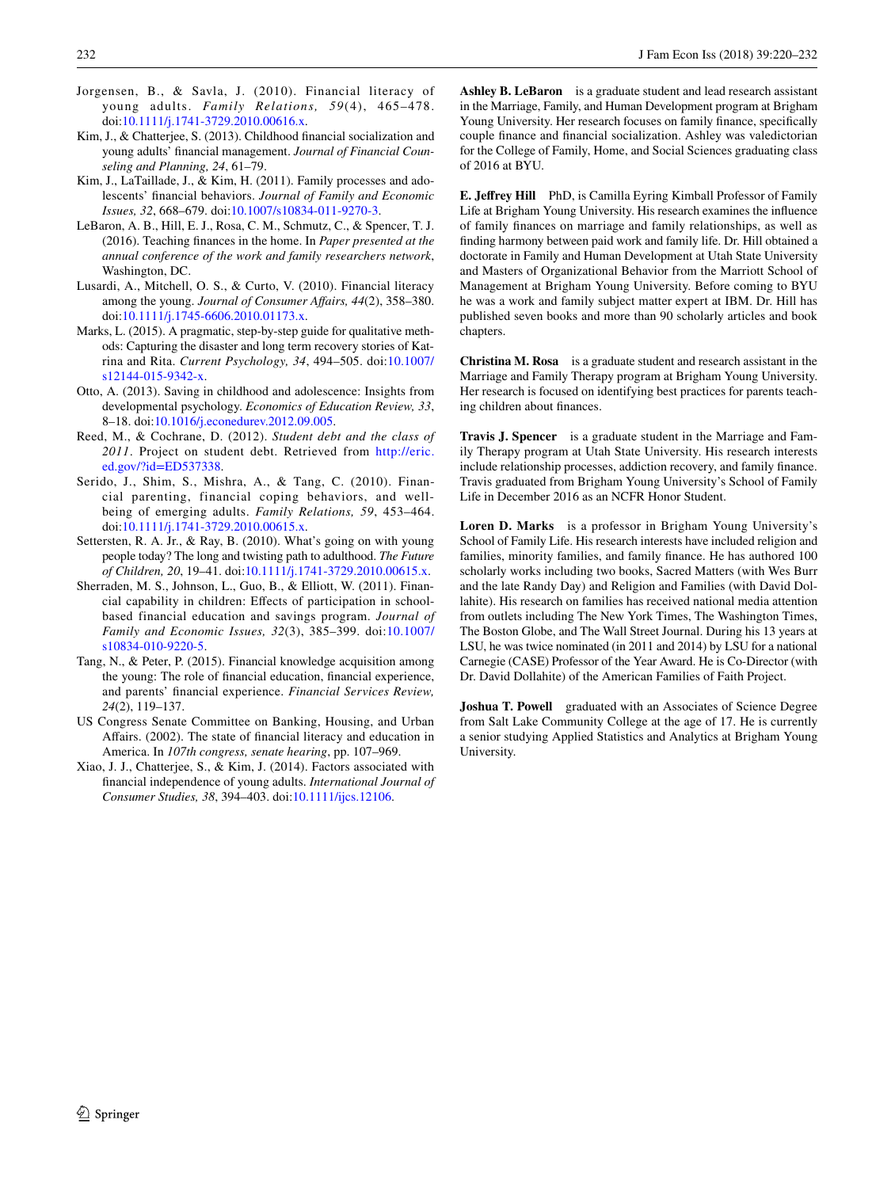Jorgensen, B., & Savla, J. (2010). Financial literacy of young adults. *Family Relations, 59*(4), 465–478. doi:10.1111/j.1741-3729.2010.00616.x.

Kim, J., & Chatterjee, S. (2013). Childhood financial socialization and young adults' financial management. *Journal of Financial Counseling and Planning, 24*, 61–79.

Kim, J., LaTaillade, J., & Kim, H. (2011). Family processes and adolescents' financial behaviors. *Journal of Family and Economic Issues, 32*, 668–679. doi:10.1007/s10834-011-9270-3.

LeBaron, A. B., Hill, E. J., Rosa, C. M., Schmutz, C., & Spencer, T. J. (2016). Teaching finances in the home. In *Paper presented at the annual conference of the work and family researchers network*, Washington, DC.

Lusardi, A., Mitchell, O. S., & Curto, V. (2010). Financial literacy among the young. *Journal of Consumer Affairs, 44*(2), 358–380. doi:10.1111/j.1745-6606.2010.01173.x.

Marks, L. (2015). A pragmatic, step-by-step guide for qualitative methods: Capturing the disaster and long term recovery stories of Katrina and Rita. *Current Psychology, 34*, 494–505. doi:10.1007/s12144-015-9342-x.

Otto, A. (2013). Saving in childhood and adolescence: Insights from developmental psychology. *Economics of Education Review, 33*, 8–18. doi:10.1016/j.econedurev.2012.09.005.

Reed, M., & Cochrane, D. (2012). *Student debt and the class of 2011*. Project on student debt. Retrieved from http://eric.ed.gov/?id=ED537338.

Serido, J., Shim, S., Mishra, A., & Tang, C. (2010). Financial parenting, financial coping behaviors, and well-being of emerging adults. *Family Relations, 59*, 453–464. doi:10.1111/j.1741-3729.2010.00615.x.

Settersten, R. A. Jr., & Ray, B. (2010). What's going on with young people today? The long and twisting path to adulthood. *The Future of Children, 20*, 19–41. doi:10.1111/j.1741-3729.2010.00615.x.

Sherraden, M. S., Johnson, L., Guo, B., & Elliott, W. (2011). Financial capability in children: Effects of participation in school-based financial education and savings program. *Journal of Family and Economic Issues, 32*(3), 385–399. doi:10.1007/s10834-010-9220-5.

Tang, N., & Peter, P. (2015). Financial knowledge acquisition among the young: The role of financial education, financial experience, and parents' financial experience. *Financial Services Review, 24*(2), 119–137.

US Congress Senate Committee on Banking, Housing, and Urban Affairs. (2002). The state of financial literacy and education in America. In *107th congress, senate hearing*, pp. 107–969.

Xiao, J. J., Chatterjee, S., & Kim, J. (2014). Factors associated with financial independence of young adults. *International Journal of Consumer Studies, 38*, 394–403. doi:10.1111/ijcs.12106.

**Ashley B. LeBaron** is a graduate student and lead research assistant in the Marriage, Family, and Human Development program at Brigham Young University. Her research focuses on family finance, specifically couple finance and financial socialization. Ashley was valedictorian for the College of Family, Home, and Social Sciences graduating class of 2016 at BYU.

**E. Jeffrey Hill** PhD, is Camilla Eyring Kimball Professor of Family Life at Brigham Young University. His research examines the influence of family finances on marriage and family relationships, as well as finding harmony between paid work and family life. Dr. Hill obtained a doctorate in Family and Human Development at Utah State University and Masters of Organizational Behavior from the Marriott School of Management at Brigham Young University. Before coming to BYU he was a work and family subject matter expert at IBM. Dr. Hill has published seven books and more than 90 scholarly articles and book chapters.

**Christina M. Rosa** is a graduate student and research assistant in the Marriage and Family Therapy program at Brigham Young University. Her research is focused on identifying best practices for parents teaching children about finances.

**Travis J. Spencer** is a graduate student in the Marriage and Family Therapy program at Utah State University. His research interests include relationship processes, addiction recovery, and family finance. Travis graduated from Brigham Young University's School of Family Life in December 2016 as an NCFR Honor Student.

**Loren D. Marks** is a professor in Brigham Young University's School of Family Life. His research interests have included religion and families, minority families, and family finance. He has authored 100 scholarly works including two books, Sacred Matters (with Wes Burr and the late Randy Day) and Religion and Families (with David Dollahite). His research on families has received national media attention from outlets including The New York Times, The Washington Times, The Boston Globe, and The Wall Street Journal. During his 13 years at LSU, he was twice nominated (in 2011 and 2014) by LSU for a national Carnegie (CASE) Professor of the Year Award. He is Co-Director (with Dr. David Dollahite) of the American Families of Faith Project.

**Joshua T. Powell** graduated with an Associates of Science Degree from Salt Lake Community College at the age of 17. He is currently a senior studying Applied Statistics and Analytics at Brigham Young University.